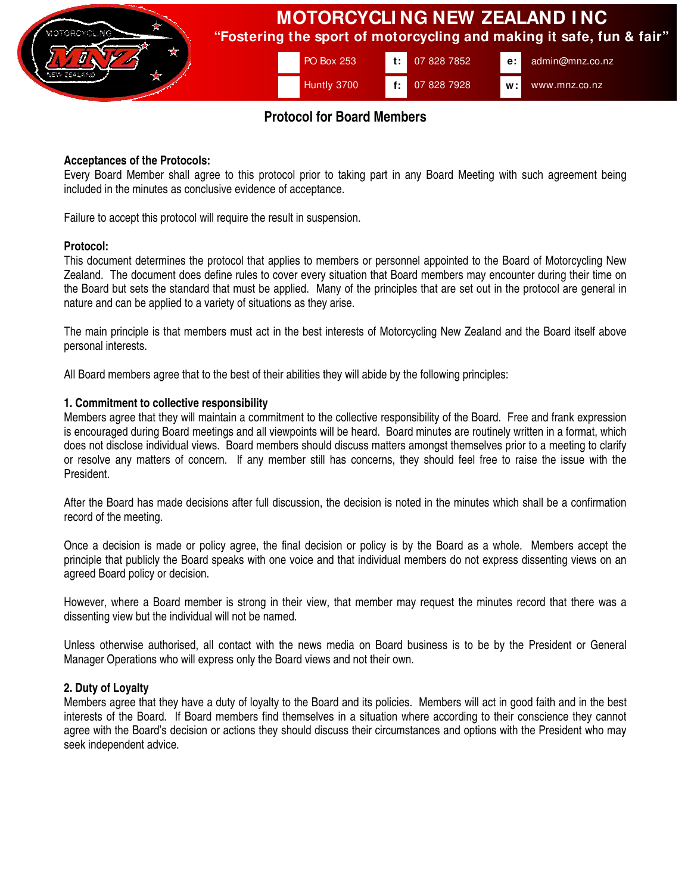# MOTORCYCLING NEW ZEALAND INC

**"Fostering the sport of motorcycling and making it safe, fun & fair"**

PO Box 253 | t: 07 828 7852 | e: admin@mnz.co.nz
Huntly 3700 | f: 07 828 7928 | w: www.mnz.co.nz

## Protocol for Board Members

**Acceptances of the Protocols:**
Every Board Member shall agree to this protocol prior to taking part in any Board Meeting with such agreement being included in the minutes as conclusive evidence of acceptance.

Failure to accept this protocol will require the result in suspension.

**Protocol:**
This document determines the protocol that applies to members or personnel appointed to the Board of Motorcycling New Zealand. The document does define rules to cover every situation that Board members may encounter during their time on the Board but sets the standard that must be applied. Many of the principles that are set out in the protocol are general in nature and can be applied to a variety of situations as they arise.

The main principle is that members must act in the best interests of Motorcycling New Zealand and the Board itself above personal interests.

All Board members agree that to the best of their abilities they will abide by the following principles:

**1. Commitment to collective responsibility**
Members agree that they will maintain a commitment to the collective responsibility of the Board. Free and frank expression is encouraged during Board meetings and all viewpoints will be heard. Board minutes are routinely written in a format, which does not disclose individual views. Board members should discuss matters amongst themselves prior to a meeting to clarify or resolve any matters of concern. If any member still has concerns, they should feel free to raise the issue with the President.

After the Board has made decisions after full discussion, the decision is noted in the minutes which shall be a confirmation record of the meeting.

Once a decision is made or policy agree, the final decision or policy is by the Board as a whole. Members accept the principle that publicly the Board speaks with one voice and that individual members do not express dissenting views on an agreed Board policy or decision.

However, where a Board member is strong in their view, that member may request the minutes record that there was a dissenting view but the individual will not be named.

Unless otherwise authorised, all contact with the news media on Board business is to be by the President or General Manager Operations who will express only the Board views and not their own.

**2. Duty of Loyalty**
Members agree that they have a duty of loyalty to the Board and its policies. Members will act in good faith and in the best interests of the Board. If Board members find themselves in a situation where according to their conscience they cannot agree with the Board's decision or actions they should discuss their circumstances and options with the President who may seek independent advice.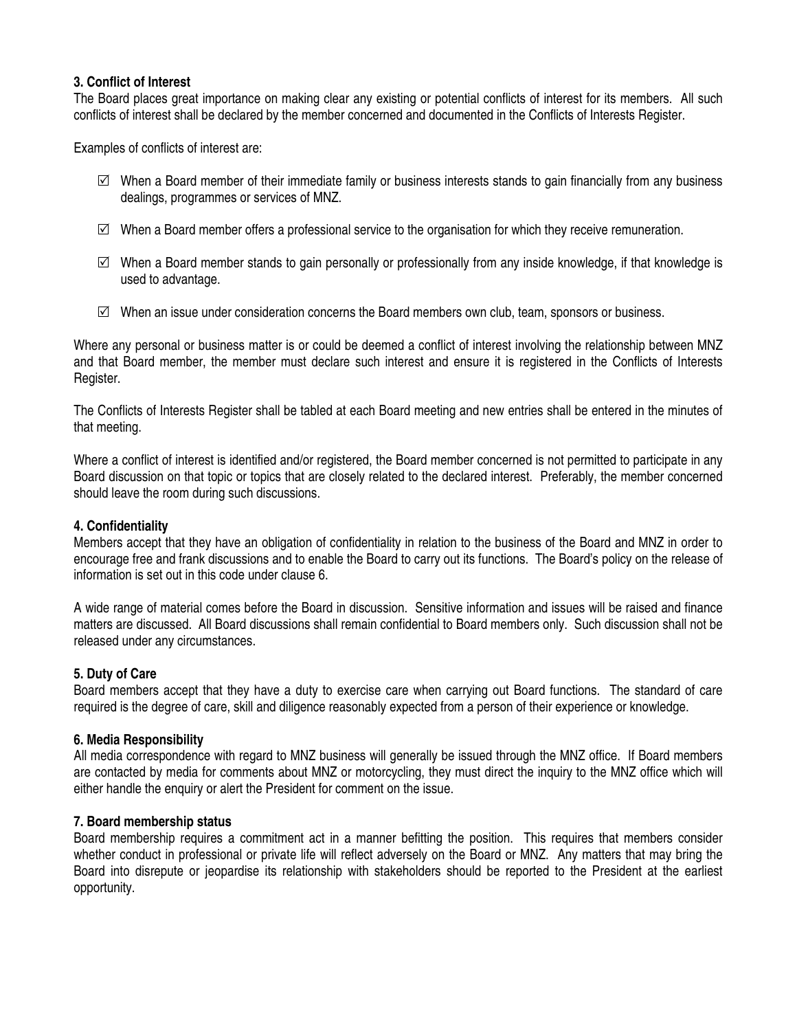### 3. Conflict of Interest

The Board places great importance on making clear any existing or potential conflicts of interest for its members. All such conflicts of interest shall be declared by the member concerned and documented in the Conflicts of Interests Register.

Examples of conflicts of interest are:

- ☑ When a Board member of their immediate family or business interests stands to gain financially from any business dealings, programmes or services of MNZ.
- ☑ When a Board member offers a professional service to the organisation for which they receive remuneration.
- ☑ When a Board member stands to gain personally or professionally from any inside knowledge, if that knowledge is used to advantage.
- ☑ When an issue under consideration concerns the Board members own club, team, sponsors or business.

Where any personal or business matter is or could be deemed a conflict of interest involving the relationship between MNZ and that Board member, the member must declare such interest and ensure it is registered in the Conflicts of Interests Register.

The Conflicts of Interests Register shall be tabled at each Board meeting and new entries shall be entered in the minutes of that meeting.

Where a conflict of interest is identified and/or registered, the Board member concerned is not permitted to participate in any Board discussion on that topic or topics that are closely related to the declared interest. Preferably, the member concerned should leave the room during such discussions.

### 4. Confidentiality

Members accept that they have an obligation of confidentiality in relation to the business of the Board and MNZ in order to encourage free and frank discussions and to enable the Board to carry out its functions. The Board's policy on the release of information is set out in this code under clause 6.

A wide range of material comes before the Board in discussion. Sensitive information and issues will be raised and finance matters are discussed. All Board discussions shall remain confidential to Board members only. Such discussion shall not be released under any circumstances.

### 5. Duty of Care

Board members accept that they have a duty to exercise care when carrying out Board functions. The standard of care required is the degree of care, skill and diligence reasonably expected from a person of their experience or knowledge.

### 6. Media Responsibility

All media correspondence with regard to MNZ business will generally be issued through the MNZ office. If Board members are contacted by media for comments about MNZ or motorcycling, they must direct the inquiry to the MNZ office which will either handle the enquiry or alert the President for comment on the issue.

### 7. Board membership status

Board membership requires a commitment act in a manner befitting the position. This requires that members consider whether conduct in professional or private life will reflect adversely on the Board or MNZ. Any matters that may bring the Board into disrepute or jeopardise its relationship with stakeholders should be reported to the President at the earliest opportunity.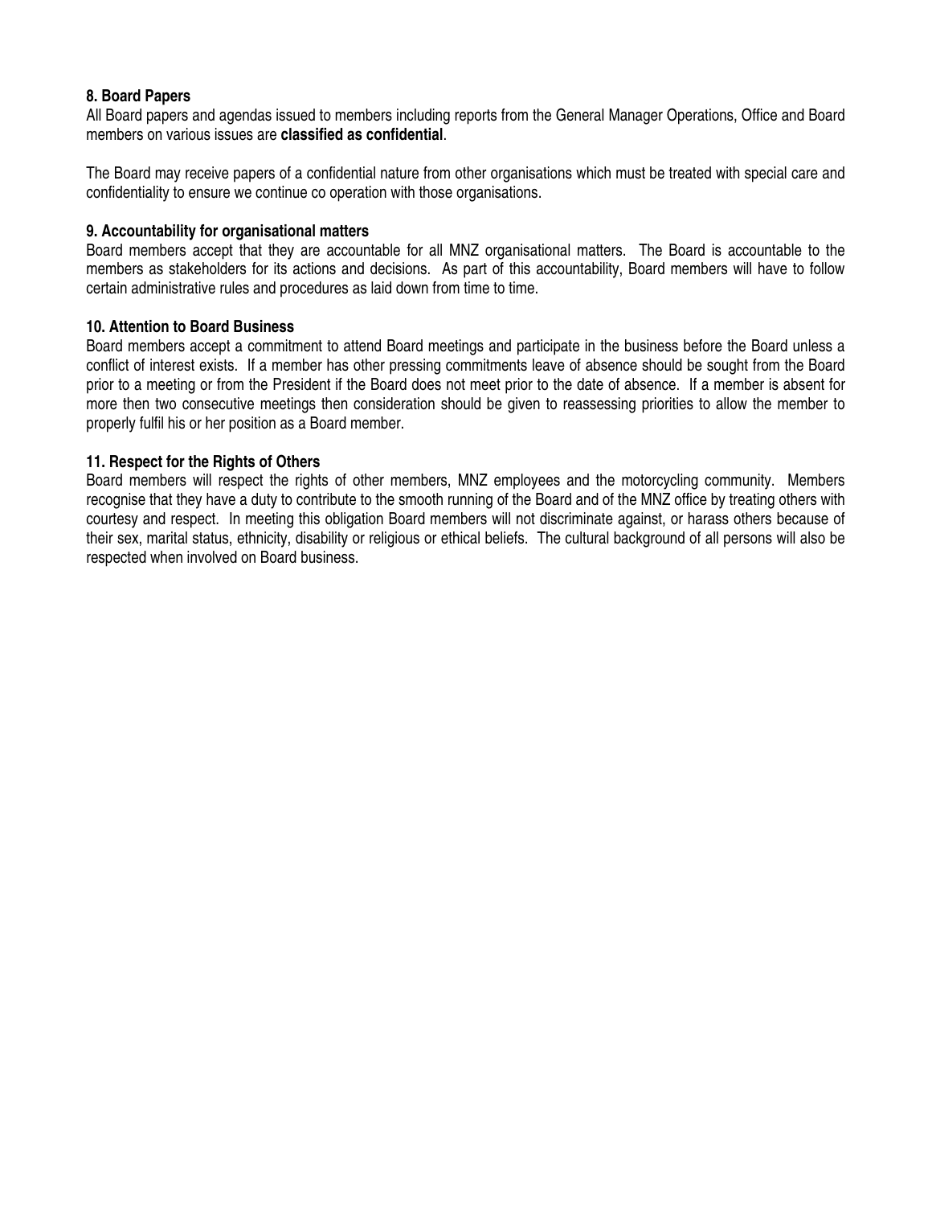**8. Board Papers**

All Board papers and agendas issued to members including reports from the General Manager Operations, Office and Board members on various issues are **classified as confidential**.

The Board may receive papers of a confidential nature from other organisations which must be treated with special care and confidentiality to ensure we continue co operation with those organisations.

**9. Accountability for organisational matters**

Board members accept that they are accountable for all MNZ organisational matters. The Board is accountable to the members as stakeholders for its actions and decisions. As part of this accountability, Board members will have to follow certain administrative rules and procedures as laid down from time to time.

**10. Attention to Board Business**

Board members accept a commitment to attend Board meetings and participate in the business before the Board unless a conflict of interest exists. If a member has other pressing commitments leave of absence should be sought from the Board prior to a meeting or from the President if the Board does not meet prior to the date of absence. If a member is absent for more then two consecutive meetings then consideration should be given to reassessing priorities to allow the member to properly fulfil his or her position as a Board member.

**11. Respect for the Rights of Others**

Board members will respect the rights of other members, MNZ employees and the motorcycling community. Members recognise that they have a duty to contribute to the smooth running of the Board and of the MNZ office by treating others with courtesy and respect. In meeting this obligation Board members will not discriminate against, or harass others because of their sex, marital status, ethnicity, disability or religious or ethical beliefs. The cultural background of all persons will also be respected when involved on Board business.